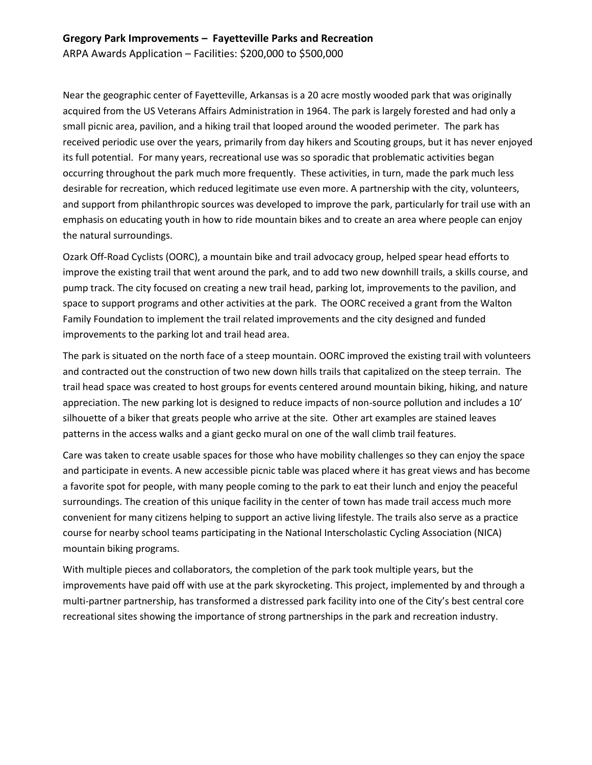**Gregory Park Improvements – Fayetteville Parks and Recreation**

ARPA Awards Application – Facilities: $200,000 to $500,000

Near the geographic center of Fayetteville, Arkansas is a 20 acre mostly wooded park that was originally acquired from the US Veterans Affairs Administration in 1964. The park is largely forested and had only a small picnic area, pavilion, and a hiking trail that looped around the wooded perimeter. The park has received periodic use over the years, primarily from day hikers and Scouting groups, but it has never enjoyed its full potential. For many years, recreational use was so sporadic that problematic activities began occurring throughout the park much more frequently. These activities, in turn, made the park much less desirable for recreation, which reduced legitimate use even more. A partnership with the city, volunteers, and support from philanthropic sources was developed to improve the park, particularly for trail use with an emphasis on educating youth in how to ride mountain bikes and to create an area where people can enjoy the natural surroundings.

Ozark Off-Road Cyclists (OORC), a mountain bike and trail advocacy group, helped spear head efforts to improve the existing trail that went around the park, and to add two new downhill trails, a skills course, and pump track. The city focused on creating a new trail head, parking lot, improvements to the pavilion, and space to support programs and other activities at the park. The OORC received a grant from the Walton Family Foundation to implement the trail related improvements and the city designed and funded improvements to the parking lot and trail head area.

The park is situated on the north face of a steep mountain. OORC improved the existing trail with volunteers and contracted out the construction of two new down hills trails that capitalized on the steep terrain. The trail head space was created to host groups for events centered around mountain biking, hiking, and nature appreciation. The new parking lot is designed to reduce impacts of non-source pollution and includes a 10' silhouette of a biker that greats people who arrive at the site. Other art examples are stained leaves patterns in the access walks and a giant gecko mural on one of the wall climb trail features.

Care was taken to create usable spaces for those who have mobility challenges so they can enjoy the space and participate in events. A new accessible picnic table was placed where it has great views and has become a favorite spot for people, with many people coming to the park to eat their lunch and enjoy the peaceful surroundings. The creation of this unique facility in the center of town has made trail access much more convenient for many citizens helping to support an active living lifestyle. The trails also serve as a practice course for nearby school teams participating in the National Interscholastic Cycling Association (NICA) mountain biking programs.

With multiple pieces and collaborators, the completion of the park took multiple years, but the improvements have paid off with use at the park skyrocketing. This project, implemented by and through a multi-partner partnership, has transformed a distressed park facility into one of the City's best central core recreational sites showing the importance of strong partnerships in the park and recreation industry.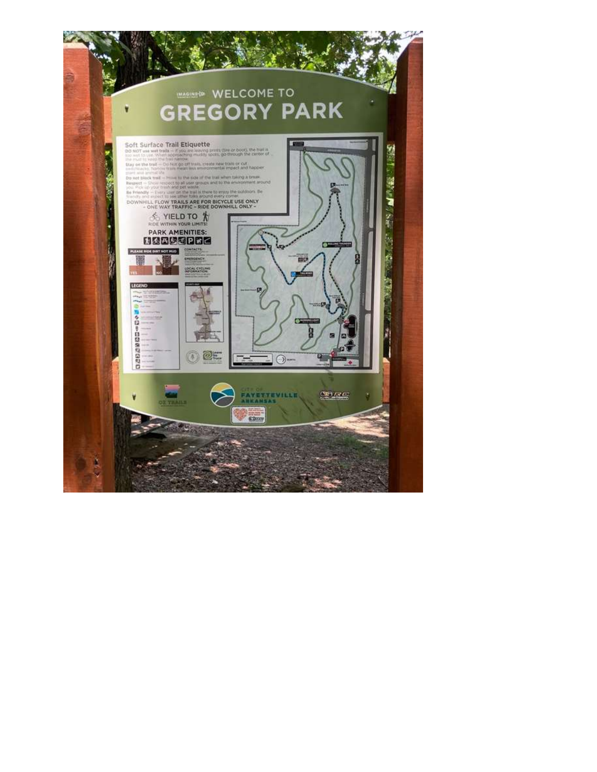WELCOME TO

# GREGORY PARK

## Soft Surface Trail Etiquette

**DO NOT use wet trails** — If you are leaving prints (tire or boot), the trail is too wet to use. When approaching muddy spots, go through the center of the mud to keep the trail narrow.

**Stay on the trail** — Do not go off trails, create new trails or cut switchbacks. Narrow trails mean less environmental impact and happier plant and animal life.

**Do not block trail** — Move to the side of the trail when taking a break.

**Respect** — Show respect to all user groups and to the environment around you. Pick up your trash and pet waste.

**Be Friendly** — Every user on the trail is there to enjoy the outdoors. Be friendly and expect to see other folks around every corner.

**DOWNHILL FLOW TRAILS ARE FOR BICYCLE USE ONLY**
**– ONE WAY TRAFFIC – RIDE DOWNHILL ONLY –**

YIELD TO

RIDE WITHIN YOUR LIMITS!

**PARK AMENITIES:**

PLEASE RIDE DIRT NOT MUD

YES NO

CONTACTS:

EMERGENCY:

LOCAL CYCLING INFORMATION:

LEGEND

ROLLING THUNDER

TAILWIND

MORNING LIGHT

Leave No Trace

NORTH

OZ TRAILS

CITY OF FAYETTEVILLE ARKANSAS